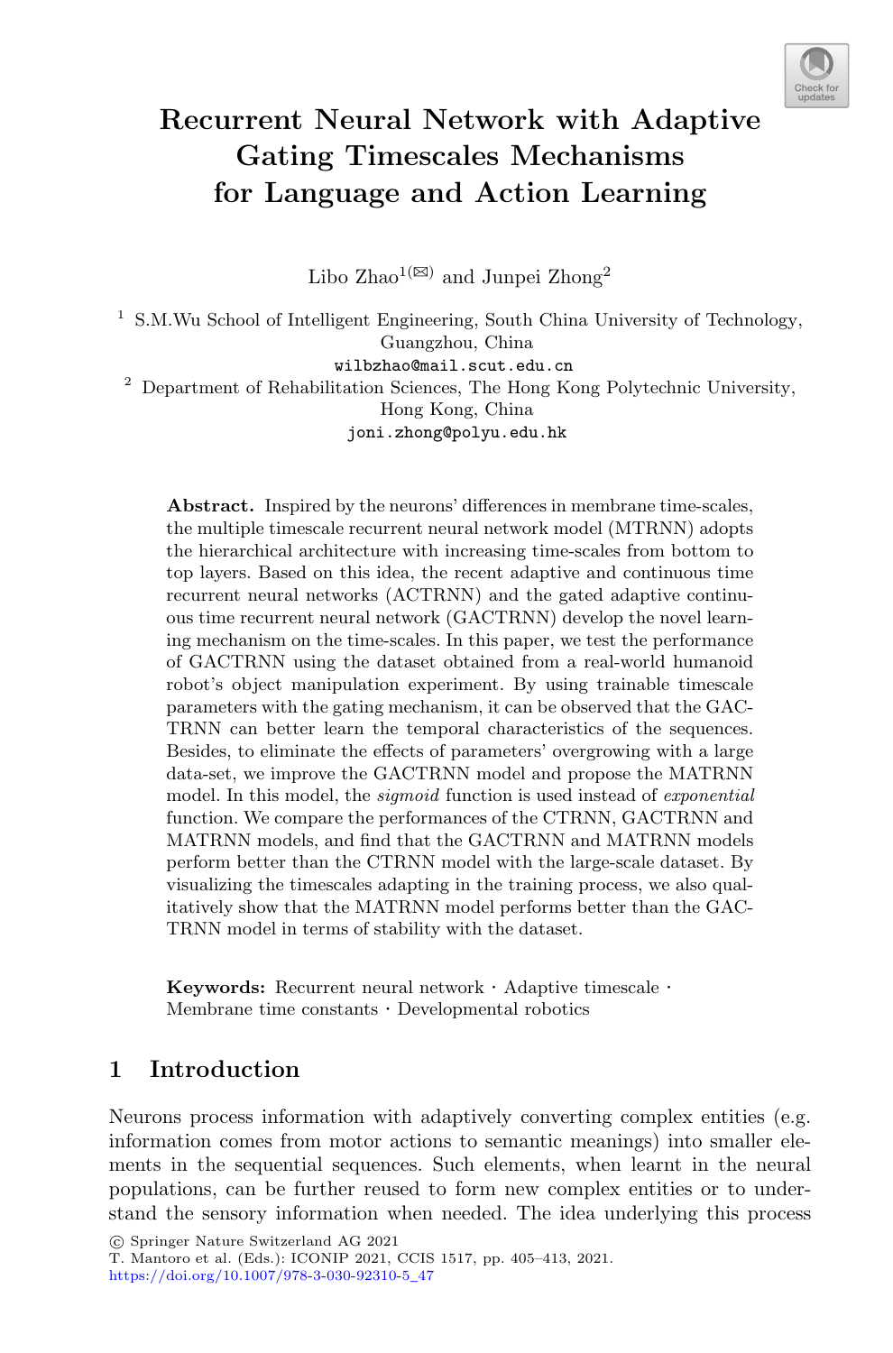# Recurrent Neural Network with Adaptive Gating Timescales Mechanisms for Language and Action Learning

Libo Zhao[1(✉)] and Junpei Zhong[2]

[1] S.M.Wu School of Intelligent Engineering, South China University of Technology, Guangzhou, China
wilbzhao@mail.scut.edu.cn

[2] Department of Rehabilitation Sciences, The Hong Kong Polytechnic University, Hong Kong, China
joni.zhong@polyu.edu.hk

**Abstract.** Inspired by the neurons' differences in membrane time-scales, the multiple timescale recurrent neural network model (MTRNN) adopts the hierarchical architecture with increasing time-scales from bottom to top layers. Based on this idea, the recent adaptive and continuous time recurrent neural networks (ACTRNN) and the gated adaptive continuous time recurrent neural network (GACTRNN) develop the novel learning mechanism on the time-scales. In this paper, we test the performance of GACTRNN using the dataset obtained from a real-world humanoid robot's object manipulation experiment. By using trainable timescale parameters with the gating mechanism, it can be observed that the GACTRNN can better learn the temporal characteristics of the sequences. Besides, to eliminate the effects of parameters' overgrowing with a large data-set, we improve the GACTRNN model and propose the MATRNN model. In this model, the *sigmoid* function is used instead of *exponential* function. We compare the performances of the CTRNN, GACTRNN and MATRNN models, and find that the GACTRNN and MATRNN models perform better than the CTRNN model with the large-scale dataset. By visualizing the timescales adapting in the training process, we also qualitatively show that the MATRNN model performs better than the GACTRNN model in terms of stability with the dataset.

**Keywords:** Recurrent neural network · Adaptive timescale · Membrane time constants · Developmental robotics

## 1 Introduction

Neurons process information with adaptively converting complex entities (e.g. information comes from motor actions to semantic meanings) into smaller elements in the sequential sequences. Such elements, when learnt in the neural populations, can be further reused to form new complex entities or to understand the sensory information when needed. The idea underlying this process

© Springer Nature Switzerland AG 2021
T. Mantoro et al. (Eds.): ICONIP 2021, CCIS 1517, pp. 405–413, 2021.
https://doi.org/10.1007/978-3-030-92310-5_47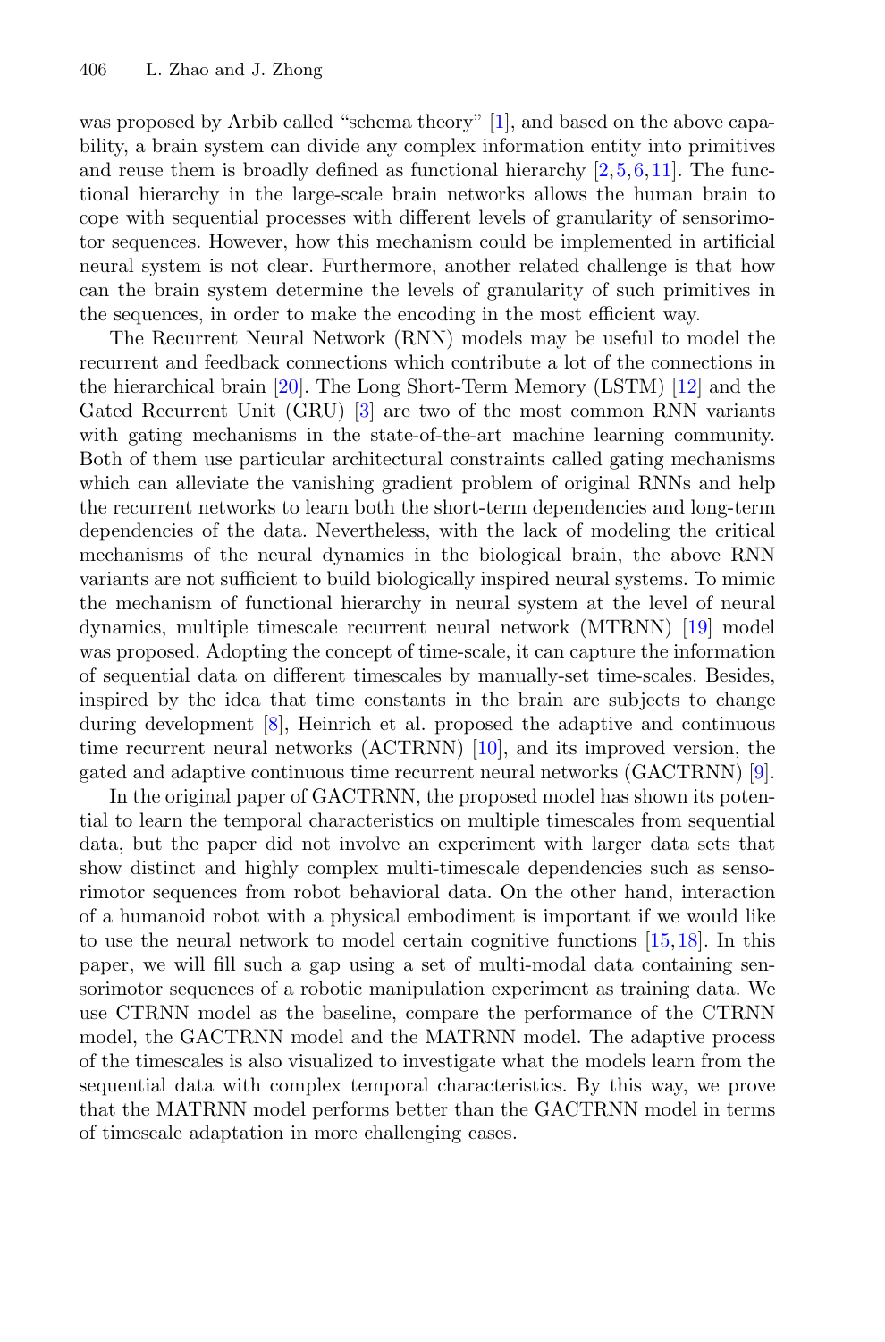was proposed by Arbib called "schema theory" [1], and based on the above capability, a brain system can divide any complex information entity into primitives and reuse them is broadly defined as functional hierarchy [2,5,6,11]. The functional hierarchy in the large-scale brain networks allows the human brain to cope with sequential processes with different levels of granularity of sensorimotor sequences. However, how this mechanism could be implemented in artificial neural system is not clear. Furthermore, another related challenge is that how can the brain system determine the levels of granularity of such primitives in the sequences, in order to make the encoding in the most efficient way.

The Recurrent Neural Network (RNN) models may be useful to model the recurrent and feedback connections which contribute a lot of the connections in the hierarchical brain [20]. The Long Short-Term Memory (LSTM) [12] and the Gated Recurrent Unit (GRU) [3] are two of the most common RNN variants with gating mechanisms in the state-of-the-art machine learning community. Both of them use particular architectural constraints called gating mechanisms which can alleviate the vanishing gradient problem of original RNNs and help the recurrent networks to learn both the short-term dependencies and long-term dependencies of the data. Nevertheless, with the lack of modeling the critical mechanisms of the neural dynamics in the biological brain, the above RNN variants are not sufficient to build biologically inspired neural systems. To mimic the mechanism of functional hierarchy in neural system at the level of neural dynamics, multiple timescale recurrent neural network (MTRNN) [19] model was proposed. Adopting the concept of time-scale, it can capture the information of sequential data on different timescales by manually-set time-scales. Besides, inspired by the idea that time constants in the brain are subjects to change during development [8], Heinrich et al. proposed the adaptive and continuous time recurrent neural networks (ACTRNN) [10], and its improved version, the gated and adaptive continuous time recurrent neural networks (GACTRNN) [9].

In the original paper of GACTRNN, the proposed model has shown its potential to learn the temporal characteristics on multiple timescales from sequential data, but the paper did not involve an experiment with larger data sets that show distinct and highly complex multi-timescale dependencies such as sensorimotor sequences from robot behavioral data. On the other hand, interaction of a humanoid robot with a physical embodiment is important if we would like to use the neural network to model certain cognitive functions [15,18]. In this paper, we will fill such a gap using a set of multi-modal data containing sensorimotor sequences of a robotic manipulation experiment as training data. We use CTRNN model as the baseline, compare the performance of the CTRNN model, the GACTRNN model and the MATRNN model. The adaptive process of the timescales is also visualized to investigate what the models learn from the sequential data with complex temporal characteristics. By this way, we prove that the MATRNN model performs better than the GACTRNN model in terms of timescale adaptation in more challenging cases.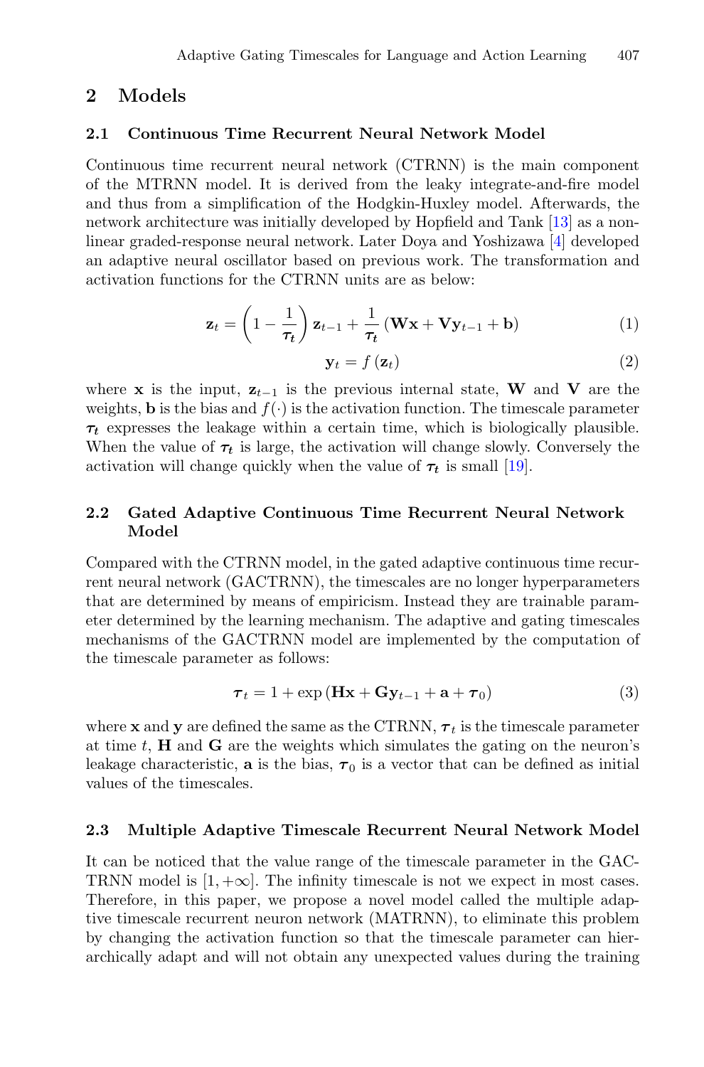## 2 Models

### 2.1 Continuous Time Recurrent Neural Network Model

Continuous time recurrent neural network (CTRNN) is the main component of the MTRNN model. It is derived from the leaky integrate-and-fire model and thus from a simplification of the Hodgkin-Huxley model. Afterwards, the network architecture was initially developed by Hopfield and Tank [13] as a nonlinear graded-response neural network. Later Doya and Yoshizawa [4] developed an adaptive neural oscillator based on previous work. The transformation and activation functions for the CTRNN units are as below:

$$\mathbf{z}_t = \left(1 - \frac{1}{\boldsymbol{\tau_t}}\right)\mathbf{z}_{t-1} + \frac{1}{\boldsymbol{\tau_t}}\left(\mathbf{W}\mathbf{x} + \mathbf{V}\mathbf{y}_{t-1} + \mathbf{b}\right) \tag{1}$$

$$\mathbf{y}_t = f\left(\mathbf{z}_t\right) \tag{2}$$

where $\mathbf{x}$ is the input, $\mathbf{z}_{t-1}$ is the previous internal state, $\mathbf{W}$ and $\mathbf{V}$ are the weights, $\mathbf{b}$ is the bias and $f(\cdot)$ is the activation function. The timescale parameter $\boldsymbol{\tau_t}$ expresses the leakage within a certain time, which is biologically plausible. When the value of $\boldsymbol{\tau_t}$ is large, the activation will change slowly. Conversely the activation will change quickly when the value of $\boldsymbol{\tau_t}$ is small [19].

### 2.2 Gated Adaptive Continuous Time Recurrent Neural Network Model

Compared with the CTRNN model, in the gated adaptive continuous time recurrent neural network (GACTRNN), the timescales are no longer hyperparameters that are determined by means of empiricism. Instead they are trainable parameter determined by the learning mechanism. The adaptive and gating timescales mechanisms of the GACTRNN model are implemented by the computation of the timescale parameter as follows:

$$\boldsymbol{\tau}_t = 1 + \exp\left(\mathbf{H}\mathbf{x} + \mathbf{G}\mathbf{y}_{t-1} + \mathbf{a} + \boldsymbol{\tau}_0\right) \tag{3}$$

where $\mathbf{x}$ and $\mathbf{y}$ are defined the same as the CTRNN, $\boldsymbol{\tau}_t$ is the timescale parameter at time $t$, $\mathbf{H}$ and $\mathbf{G}$ are the weights which simulates the gating on the neuron's leakage characteristic, $\mathbf{a}$ is the bias, $\boldsymbol{\tau}_0$ is a vector that can be defined as initial values of the timescales.

### 2.3 Multiple Adaptive Timescale Recurrent Neural Network Model

It can be noticed that the value range of the timescale parameter in the GACTRNN model is $[1, +\infty]$. The infinity timescale is not we expect in most cases. Therefore, in this paper, we propose a novel model called the multiple adaptive timescale recurrent neuron network (MATRNN), to eliminate this problem by changing the activation function so that the timescale parameter can hierarchically adapt and will not obtain any unexpected values during the training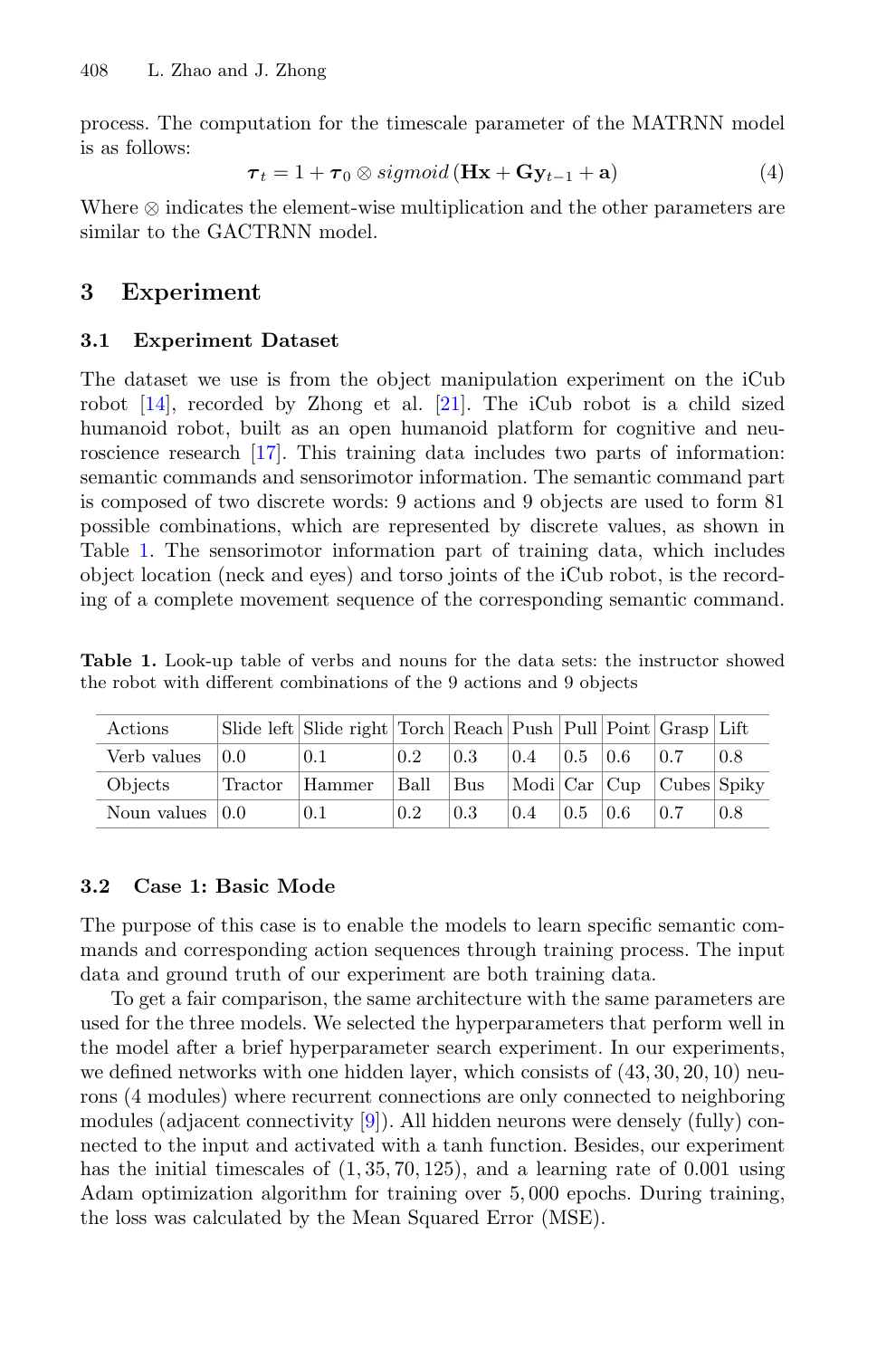process. The computation for the timescale parameter of the MATRNN model is as follows:

$$\boldsymbol{\tau}_t = 1 + \boldsymbol{\tau}_0 \otimes sigmoid\left(\mathbf{Hx} + \mathbf{Gy}_{t-1} + \mathbf{a}\right) \tag{4}$$

Where $\otimes$ indicates the element-wise multiplication and the other parameters are similar to the GACTRNN model.

## 3 Experiment

### 3.1 Experiment Dataset

The dataset we use is from the object manipulation experiment on the iCub robot [14], recorded by Zhong et al. [21]. The iCub robot is a child sized humanoid robot, built as an open humanoid platform for cognitive and neuroscience research [17]. This training data includes two parts of information: semantic commands and sensorimotor information. The semantic command part is composed of two discrete words: 9 actions and 9 objects are used to form 81 possible combinations, which are represented by discrete values, as shown in Table 1. The sensorimotor information part of training data, which includes object location (neck and eyes) and torso joints of the iCub robot, is the recording of a complete movement sequence of the corresponding semantic command.

**Table 1.** Look-up table of verbs and nouns for the data sets: the instructor showed the robot with different combinations of the 9 actions and 9 objects

| Actions | Slide left | Slide right | Torch | Reach | Push | Pull | Point | Grasp | Lift |
|---|---|---|---|---|---|---|---|---|---|
| Verb values | 0.0 | 0.1 | 0.2 | 0.3 | 0.4 | 0.5 | 0.6 | 0.7 | 0.8 |
| Objects | Tractor | Hammer | Ball | Bus | Modi | Car | Cup | Cubes | Spiky |
| Noun values | 0.0 | 0.1 | 0.2 | 0.3 | 0.4 | 0.5 | 0.6 | 0.7 | 0.8 |

### 3.2 Case 1: Basic Mode

The purpose of this case is to enable the models to learn specific semantic commands and corresponding action sequences through training process. The input data and ground truth of our experiment are both training data.

To get a fair comparison, the same architecture with the same parameters are used for the three models. We selected the hyperparameters that perform well in the model after a brief hyperparameter search experiment. In our experiments, we defined networks with one hidden layer, which consists of $(43, 30, 20, 10)$ neurons (4 modules) where recurrent connections are only connected to neighboring modules (adjacent connectivity [9]). All hidden neurons were densely (fully) connected to the input and activated with a tanh function. Besides, our experiment has the initial timescales of $(1, 35, 70, 125)$, and a learning rate of 0.001 using Adam optimization algorithm for training over 5,000 epochs. During training, the loss was calculated by the Mean Squared Error (MSE).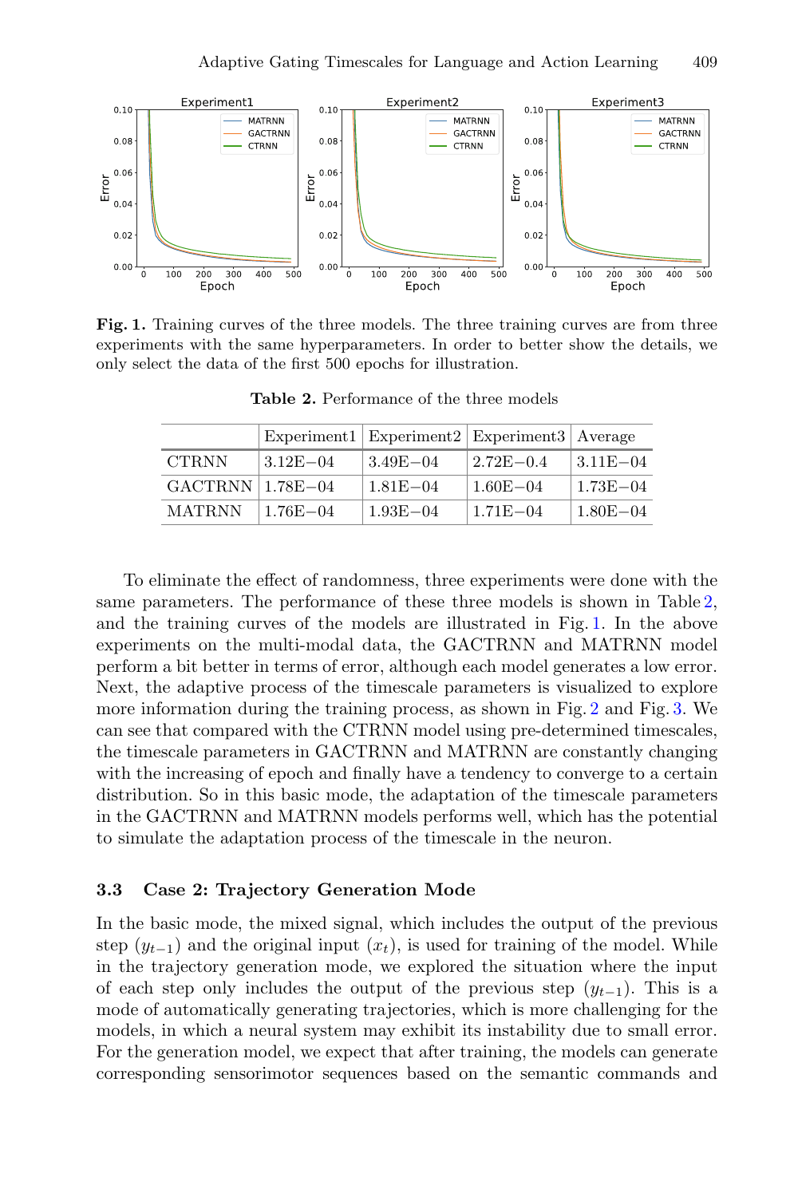**Fig. 1.** Training curves of the three models. The three training curves are from three experiments with the same hyperparameters. In order to better show the details, we only select the data of the first 500 epochs for illustration.

**Table 2.** Performance of the three models

| | Experiment1 | Experiment2 | Experiment3 | Average |
|---|---|---|---|---|
| CTRNN | 3.12E−04 | 3.49E−04 | 2.72E−0.4 | 3.11E−04 |
| GACTRNN | 1.78E−04 | 1.81E−04 | 1.60E−04 | 1.73E−04 |
| MATRNN | 1.76E−04 | 1.93E−04 | 1.71E−04 | 1.80E−04 |

To eliminate the effect of randomness, three experiments were done with the same parameters. The performance of these three models is shown in Table 2, and the training curves of the models are illustrated in Fig. 1. In the above experiments on the multi-modal data, the GACTRNN and MATRNN model perform a bit better in terms of error, although each model generates a low error. Next, the adaptive process of the timescale parameters is visualized to explore more information during the training process, as shown in Fig. 2 and Fig. 3. We can see that compared with the CTRNN model using pre-determined timescales, the timescale parameters in GACTRNN and MATRNN are constantly changing with the increasing of epoch and finally have a tendency to converge to a certain distribution. So in this basic mode, the adaptation of the timescale parameters in the GACTRNN and MATRNN models performs well, which has the potential to simulate the adaptation process of the timescale in the neuron.

### 3.3 Case 2: Trajectory Generation Mode

In the basic mode, the mixed signal, which includes the output of the previous step ($y_{t-1}$) and the original input ($x_t$), is used for training of the model. While in the trajectory generation mode, we explored the situation where the input of each step only includes the output of the previous step ($y_{t-1}$). This is a mode of automatically generating trajectories, which is more challenging for the models, in which a neural system may exhibit its instability due to small error. For the generation model, we expect that after training, the models can generate corresponding sensorimotor sequences based on the semantic commands and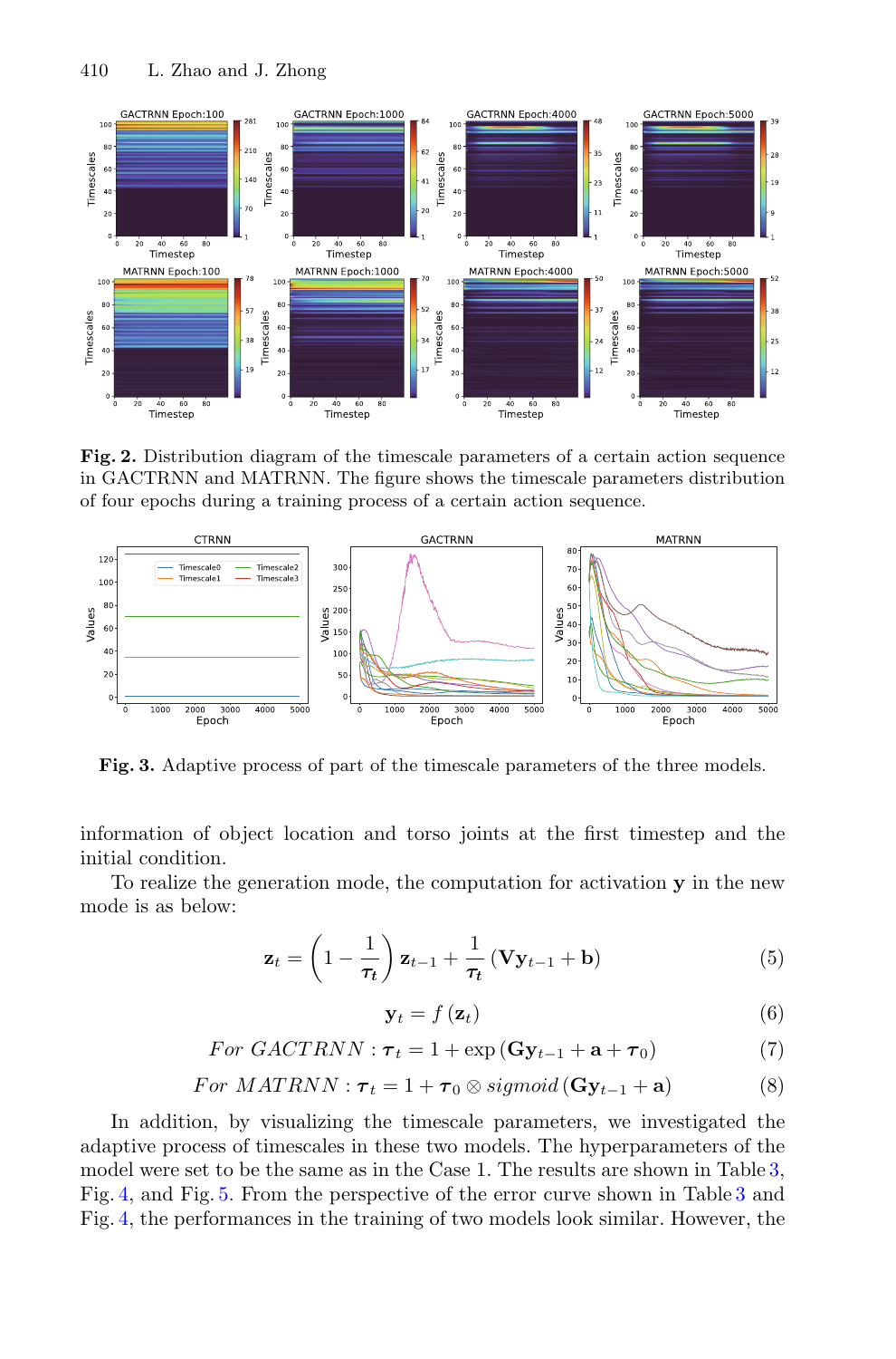**Fig. 2.** Distribution diagram of the timescale parameters of a certain action sequence in GACTRNN and MATRNN. The figure shows the timescale parameters distribution of four epochs during a training process of a certain action sequence.

**Fig. 3.** Adaptive process of part of the timescale parameters of the three models.

information of object location and torso joints at the first timestep and the initial condition.

To realize the generation mode, the computation for activation $\mathbf{y}$ in the new mode is as below:

$$\mathbf{z}_t = \left(1 - \frac{1}{\boldsymbol{\tau}_t}\right) \mathbf{z}_{t-1} + \frac{1}{\boldsymbol{\tau}_t} \left(\mathbf{V}\mathbf{y}_{t-1} + \mathbf{b}\right) \tag{5}$$

$$\mathbf{y}_t = f\left(\mathbf{z}_t\right) \tag{6}$$

$$For\ GACTRNN: \boldsymbol{\tau}_t = 1 + \exp\left(\mathbf{G}\mathbf{y}_{t-1} + \mathbf{a} + \boldsymbol{\tau}_0\right) \tag{7}$$

$$For\ MATRNN: \boldsymbol{\tau}_t = 1 + \boldsymbol{\tau}_0 \otimes sigmoid\left(\mathbf{G}\mathbf{y}_{t-1} + \mathbf{a}\right) \tag{8}$$

In addition, by visualizing the timescale parameters, we investigated the adaptive process of timescales in these two models. The hyperparameters of the model were set to be the same as in the Case 1. The results are shown in Table 3, Fig. 4, and Fig. 5. From the perspective of the error curve shown in Table 3 and Fig. 4, the performances in the training of two models look similar. However, the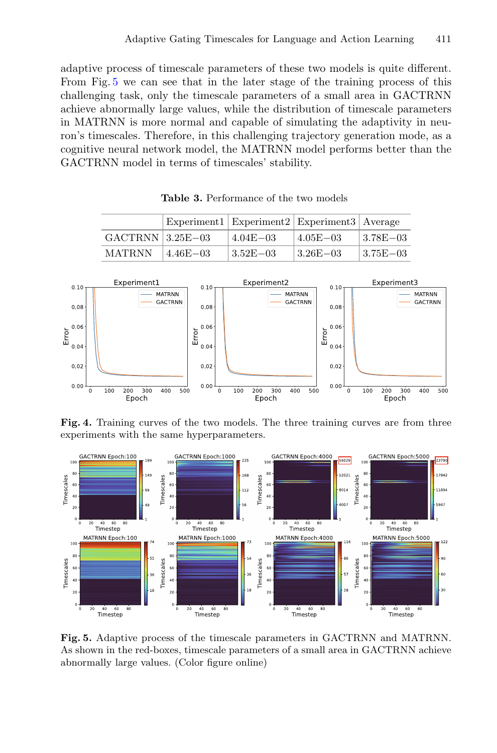adaptive process of timescale parameters of these two models is quite different. From Fig. 5 we can see that in the later stage of the training process of this challenging task, only the timescale parameters of a small area in GACTRNN achieve abnormally large values, while the distribution of timescale parameters in MATRNN is more normal and capable of simulating the adaptivity in neuron's timescales. Therefore, in this challenging trajectory generation mode, as a cognitive neural network model, the MATRNN model performs better than the GACTRNN model in terms of timescales' stability.

**Table 3.** Performance of the two models

| | Experiment1 | Experiment2 | Experiment3 | Average |
|---|---|---|---|---|
| GACTRNN | 3.25E−03 | 4.04E−03 | 4.05E−03 | 3.78E−03 |
| MATRNN | 4.46E−03 | 3.52E−03 | 3.26E−03 | 3.75E−03 |

**Fig. 4.** Training curves of the two models. The three training curves are from three experiments with the same hyperparameters.

**Fig. 5.** Adaptive process of the timescale parameters in GACTRNN and MATRNN. As shown in the red-boxes, timescale parameters of a small area in GACTRNN achieve abnormally large values. (Color figure online)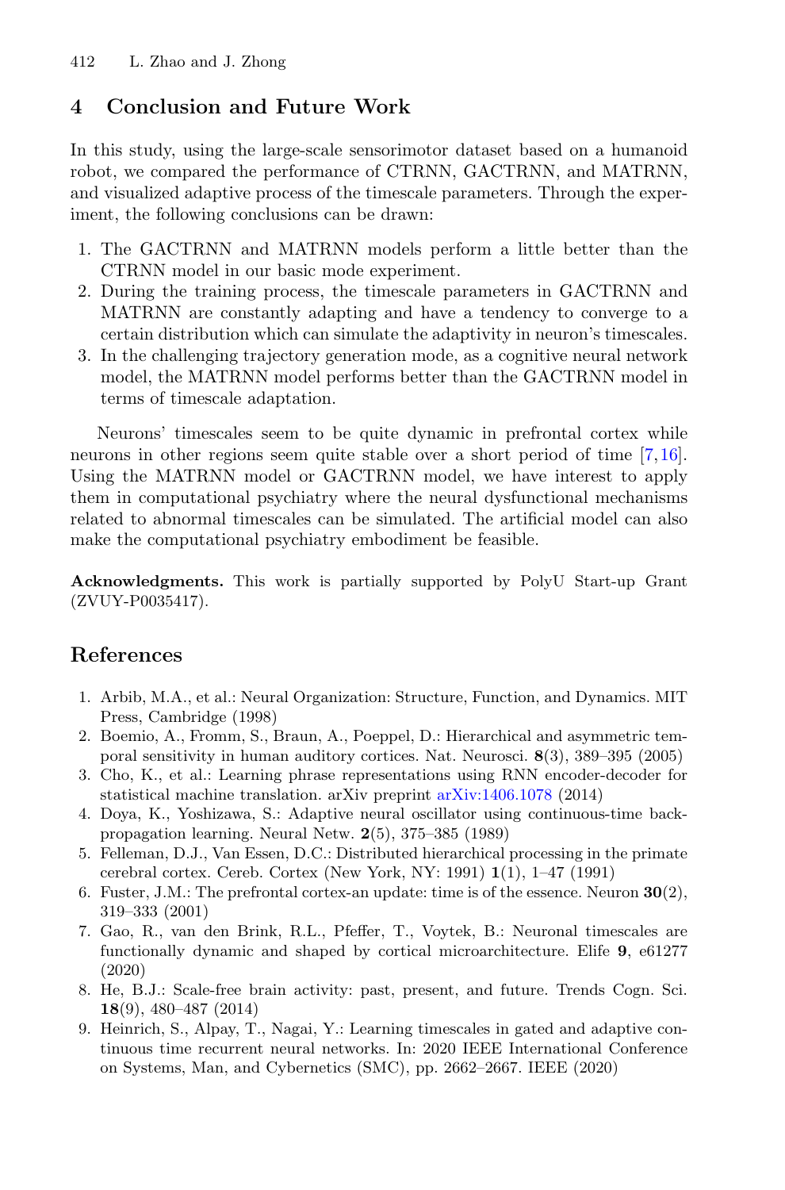## 4 Conclusion and Future Work

In this study, using the large-scale sensorimotor dataset based on a humanoid robot, we compared the performance of CTRNN, GACTRNN, and MATRNN, and visualized adaptive process of the timescale parameters. Through the experiment, the following conclusions can be drawn:

1. The GACTRNN and MATRNN models perform a little better than the CTRNN model in our basic mode experiment.
2. During the training process, the timescale parameters in GACTRNN and MATRNN are constantly adapting and have a tendency to converge to a certain distribution which can simulate the adaptivity in neuron's timescales.
3. In the challenging trajectory generation mode, as a cognitive neural network model, the MATRNN model performs better than the GACTRNN model in terms of timescale adaptation.

Neurons' timescales seem to be quite dynamic in prefrontal cortex while neurons in other regions seem quite stable over a short period of time [7,16]. Using the MATRNN model or GACTRNN model, we have interest to apply them in computational psychiatry where the neural dysfunctional mechanisms related to abnormal timescales can be simulated. The artificial model can also make the computational psychiatry embodiment be feasible.

**Acknowledgments.** This work is partially supported by PolyU Start-up Grant (ZVUY-P0035417).

## References

1. Arbib, M.A., et al.: Neural Organization: Structure, Function, and Dynamics. MIT Press, Cambridge (1998)
2. Boemio, A., Fromm, S., Braun, A., Poeppel, D.: Hierarchical and asymmetric temporal sensitivity in human auditory cortices. Nat. Neurosci. **8**(3), 389–395 (2005)
3. Cho, K., et al.: Learning phrase representations using RNN encoder-decoder for statistical machine translation. arXiv preprint arXiv:1406.1078 (2014)
4. Doya, K., Yoshizawa, S.: Adaptive neural oscillator using continuous-time back-propagation learning. Neural Netw. **2**(5), 375–385 (1989)
5. Felleman, D.J., Van Essen, D.C.: Distributed hierarchical processing in the primate cerebral cortex. Cereb. Cortex (New York, NY: 1991) **1**(1), 1–47 (1991)
6. Fuster, J.M.: The prefrontal cortex-an update: time is of the essence. Neuron **30**(2), 319–333 (2001)
7. Gao, R., van den Brink, R.L., Pfeffer, T., Voytek, B.: Neuronal timescales are functionally dynamic and shaped by cortical microarchitecture. Elife **9**, e61277 (2020)
8. He, B.J.: Scale-free brain activity: past, present, and future. Trends Cogn. Sci. **18**(9), 480–487 (2014)
9. Heinrich, S., Alpay, T., Nagai, Y.: Learning timescales in gated and adaptive continuous time recurrent neural networks. In: 2020 IEEE International Conference on Systems, Man, and Cybernetics (SMC), pp. 2662–2667. IEEE (2020)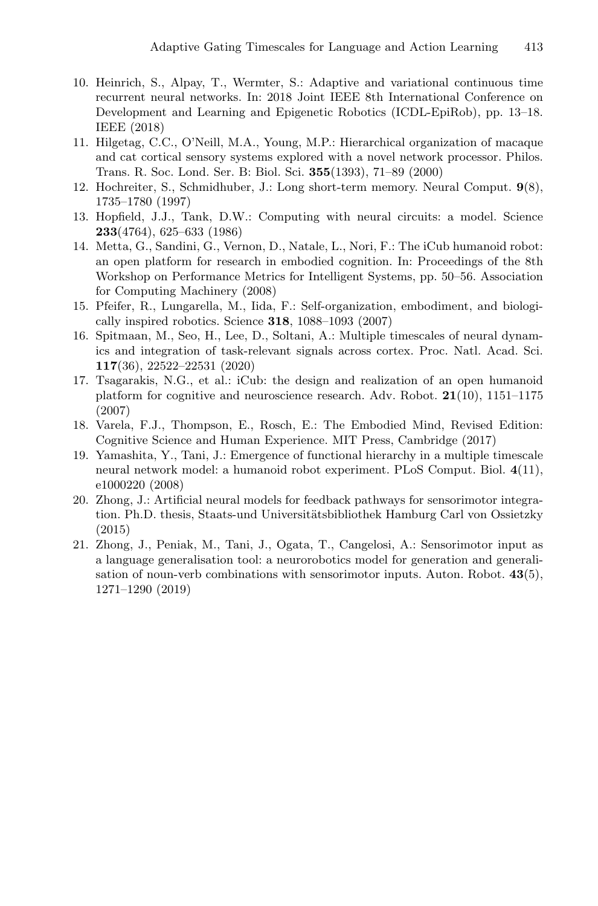10. Heinrich, S., Alpay, T., Wermter, S.: Adaptive and variational continuous time recurrent neural networks. In: 2018 Joint IEEE 8th International Conference on Development and Learning and Epigenetic Robotics (ICDL-EpiRob), pp. 13–18. IEEE (2018)
11. Hilgetag, C.C., O'Neill, M.A., Young, M.P.: Hierarchical organization of macaque and cat cortical sensory systems explored with a novel network processor. Philos. Trans. R. Soc. Lond. Ser. B: Biol. Sci. **355**(1393), 71–89 (2000)
12. Hochreiter, S., Schmidhuber, J.: Long short-term memory. Neural Comput. **9**(8), 1735–1780 (1997)
13. Hopfield, J.J., Tank, D.W.: Computing with neural circuits: a model. Science **233**(4764), 625–633 (1986)
14. Metta, G., Sandini, G., Vernon, D., Natale, L., Nori, F.: The iCub humanoid robot: an open platform for research in embodied cognition. In: Proceedings of the 8th Workshop on Performance Metrics for Intelligent Systems, pp. 50–56. Association for Computing Machinery (2008)
15. Pfeifer, R., Lungarella, M., Iida, F.: Self-organization, embodiment, and biologically inspired robotics. Science **318**, 1088–1093 (2007)
16. Spitmaan, M., Seo, H., Lee, D., Soltani, A.: Multiple timescales of neural dynamics and integration of task-relevant signals across cortex. Proc. Natl. Acad. Sci. **117**(36), 22522–22531 (2020)
17. Tsagarakis, N.G., et al.: iCub: the design and realization of an open humanoid platform for cognitive and neuroscience research. Adv. Robot. **21**(10), 1151–1175 (2007)
18. Varela, F.J., Thompson, E., Rosch, E.: The Embodied Mind, Revised Edition: Cognitive Science and Human Experience. MIT Press, Cambridge (2017)
19. Yamashita, Y., Tani, J.: Emergence of functional hierarchy in a multiple timescale neural network model: a humanoid robot experiment. PLoS Comput. Biol. **4**(11), e1000220 (2008)
20. Zhong, J.: Artificial neural models for feedback pathways for sensorimotor integration. Ph.D. thesis, Staats-und Universitätsbibliothek Hamburg Carl von Ossietzky (2015)
21. Zhong, J., Peniak, M., Tani, J., Ogata, T., Cangelosi, A.: Sensorimotor input as a language generalisation tool: a neurorobotics model for generation and generalisation of noun-verb combinations with sensorimotor inputs. Auton. Robot. **43**(5), 1271–1290 (2019)